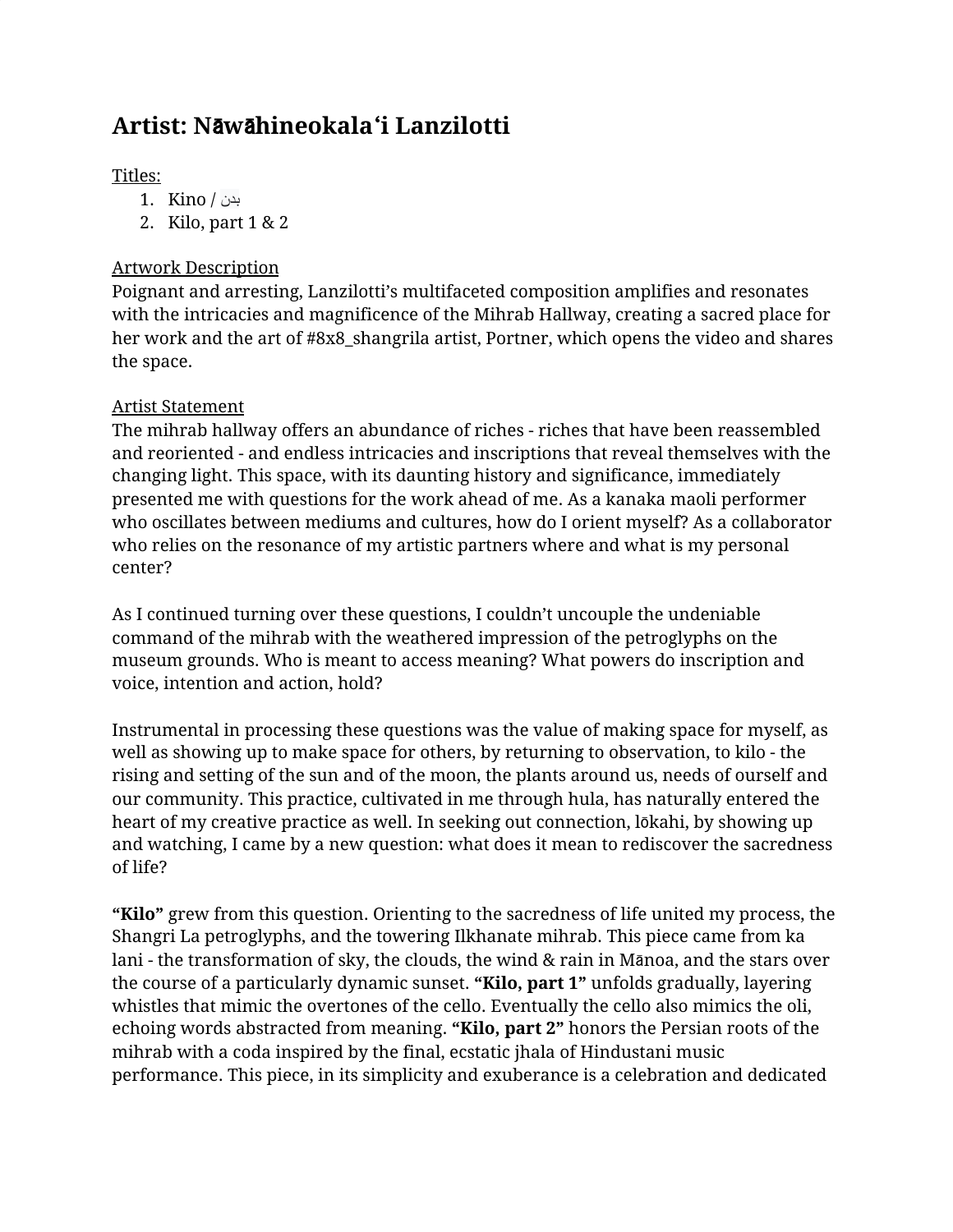# Artist: Nāwāhineokalaʻi Lanzilotti

Titles:

1. Kino / بدن
2. Kilo, part 1 & 2

Artwork Description

Poignant and arresting, Lanzilotti's multifaceted composition amplifies and resonates with the intricacies and magnificence of the Mihrab Hallway, creating a sacred place for her work and the art of #8x8_shangrila artist, Portner, which opens the video and shares the space.

Artist Statement

The mihrab hallway offers an abundance of riches - riches that have been reassembled and reoriented - and endless intricacies and inscriptions that reveal themselves with the changing light. This space, with its daunting history and significance, immediately presented me with questions for the work ahead of me. As a kanaka maoli performer who oscillates between mediums and cultures, how do I orient myself? As a collaborator who relies on the resonance of my artistic partners where and what is my personal center?

As I continued turning over these questions, I couldn't uncouple the undeniable command of the mihrab with the weathered impression of the petroglyphs on the museum grounds. Who is meant to access meaning? What powers do inscription and voice, intention and action, hold?

Instrumental in processing these questions was the value of making space for myself, as well as showing up to make space for others, by returning to observation, to kilo - the rising and setting of the sun and of the moon, the plants around us, needs of ourself and our community. This practice, cultivated in me through hula, has naturally entered the heart of my creative practice as well. In seeking out connection, lōkahi, by showing up and watching, I came by a new question: what does it mean to rediscover the sacredness of life?

**"Kilo"** grew from this question. Orienting to the sacredness of life united my process, the Shangri La petroglyphs, and the towering Ilkhanate mihrab. This piece came from ka lani - the transformation of sky, the clouds, the wind & rain in Mānoa, and the stars over the course of a particularly dynamic sunset. **"Kilo, part 1"** unfolds gradually, layering whistles that mimic the overtones of the cello. Eventually the cello also mimics the oli, echoing words abstracted from meaning. **"Kilo, part 2"** honors the Persian roots of the mihrab with a coda inspired by the final, ecstatic jhala of Hindustani music performance. This piece, in its simplicity and exuberance is a celebration and dedicated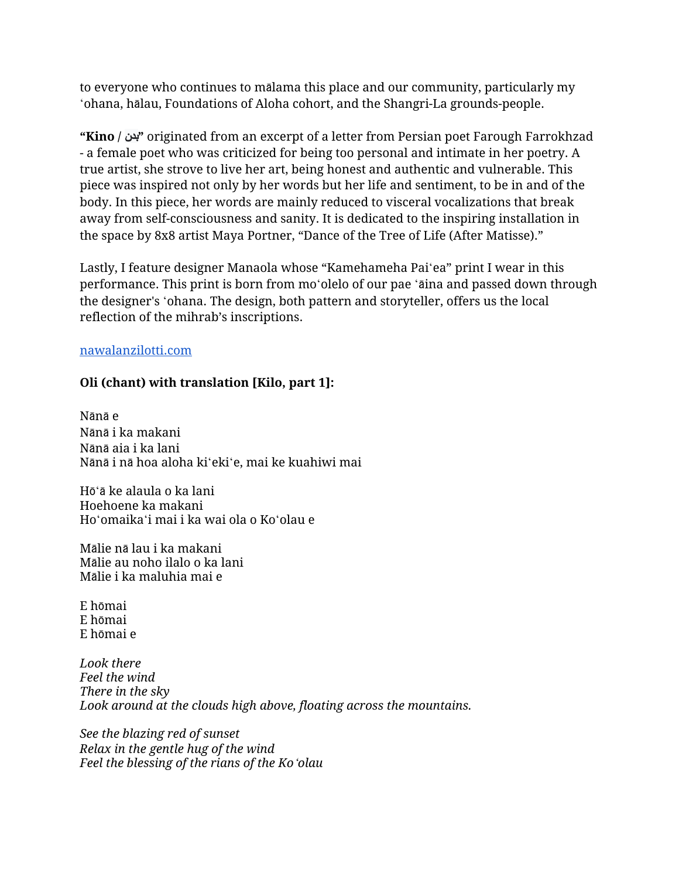to everyone who continues to mālama this place and our community, particularly my ʻohana, hālau, Foundations of Aloha cohort, and the Shangri-La grounds-people.

**"Kino / بدن"** originated from an excerpt of a letter from Persian poet Farough Farrokhzad - a female poet who was criticized for being too personal and intimate in her poetry. A true artist, she strove to live her art, being honest and authentic and vulnerable. This piece was inspired not only by her words but her life and sentiment, to be in and of the body. In this piece, her words are mainly reduced to visceral vocalizations that break away from self-consciousness and sanity. It is dedicated to the inspiring installation in the space by 8x8 artist Maya Portner, "Dance of the Tree of Life (After Matisse)."

Lastly, I feature designer Manaola whose "Kamehameha Paiʻea" print I wear in this performance. This print is born from moʻolelo of our pae ʻāina and passed down through the designer's ʻohana. The design, both pattern and storyteller, offers us the local reflection of the mihrab's inscriptions.

nawalanzilotti.com

**Oli (chant) with translation [Kilo, part 1]:**

Nānā e
Nānā i ka makani
Nānā aia i ka lani
Nānā i nā hoa aloha kiʻekiʻe, mai ke kuahiwi mai

Hōʻā ke alaula o ka lani
Hoehoene ka makani
Hoʻomaikaʻi mai i ka wai ola o Koʻolau e

Mālie nā lau i ka makani
Mālie au noho ilalo o ka lani
Mālie i ka maluhia mai e

E hōmai
E hōmai
E hōmai e

*Look there*
*Feel the wind*
*There in the sky*
*Look around at the clouds high above, floating across the mountains.*

*See the blazing red of sunset*
*Relax in the gentle hug of the wind*
*Feel the blessing of the rians of the Koʻolau*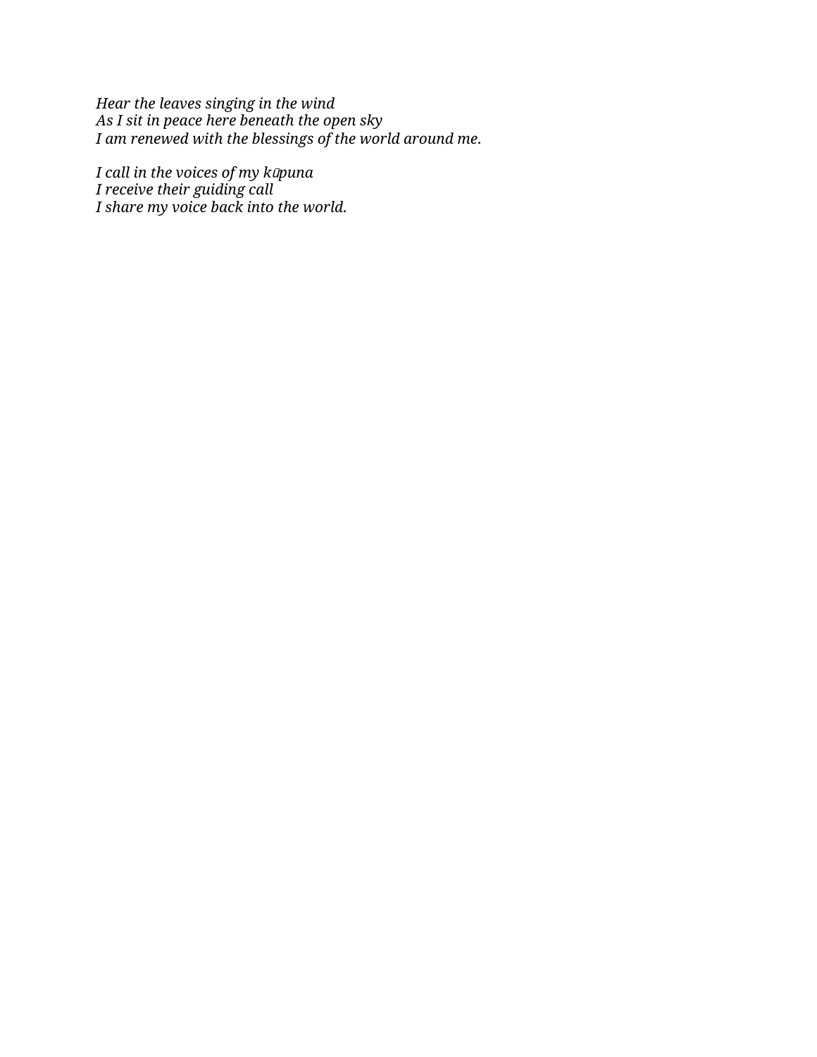*Hear the leaves singing in the wind*
*As I sit in peace here beneath the open sky*
*I am renewed with the blessings of the world around me.*

*I call in the voices of my kūpuna*
*I receive their guiding call*
*I share my voice back into the world.*